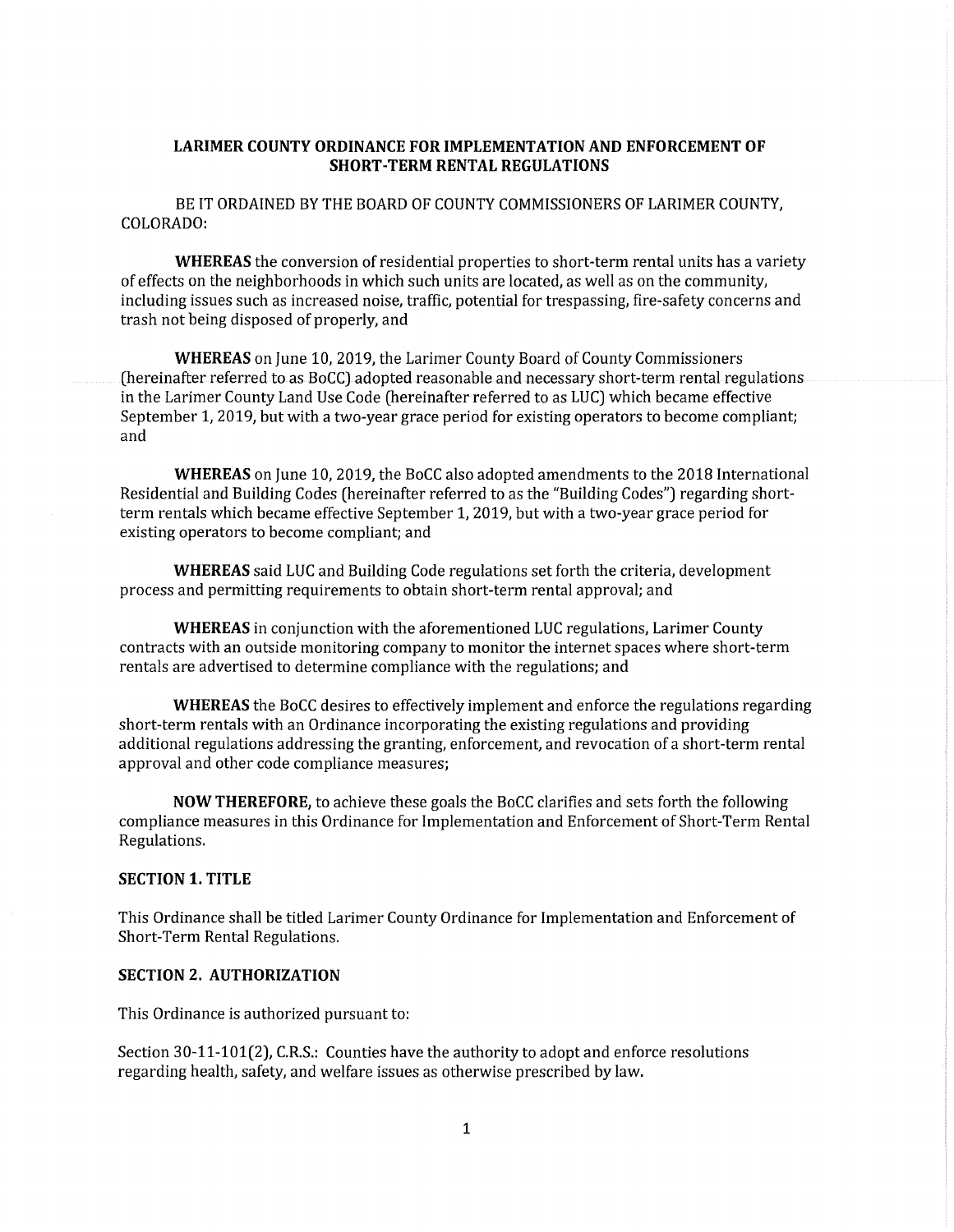# LARIMER COUNTY ORDINANCE FOR IMPLEMENTATION AND ENFORCEMENT OF SHORT-TERM RENTAL REGULATIONS

BE IT ORDAINED BY THE BOARD OF COUNTY COMMISSIONERS OF LARIMER COUNTY, COLORADO:

**WHEREAS** the conversion of residential properties to short-term rental units has a variety of effects on the neighborhoods in which such units are located, as well as on the community, including issues such as increased noise, traffic, potential for trespassing, fire-safety concerns and trash not being disposed of properly, and

**WHEREAS** on June 10, 2019, the Larimer County Board of County Commissioners (hereinafter referred to as BoCC) adopted reasonable and necessary short-term rental regulations in the Larimer County Land Use Code (hereinafter referred to as LUC) which became effective September 1, 2019, but with a two-year grace period for existing operators to become compliant; and

**WHEREAS** on June 10, 2019, the BoCC also adopted amendments to the 2018 International Residential and Building Codes (hereinafter referred to as the "Building Codes") regarding short-term rentals which became effective September 1, 2019, but with a two-year grace period for existing operators to become compliant; and

**WHEREAS** said LUC and Building Code regulations set forth the criteria, development process and permitting requirements to obtain short-term rental approval; and

**WHEREAS** in conjunction with the aforementioned LUC regulations, Larimer County contracts with an outside monitoring company to monitor the internet spaces where short-term rentals are advertised to determine compliance with the regulations; and

**WHEREAS** the BoCC desires to effectively implement and enforce the regulations regarding short-term rentals with an Ordinance incorporating the existing regulations and providing additional regulations addressing the granting, enforcement, and revocation of a short-term rental approval and other code compliance measures;

**NOW THEREFORE,** to achieve these goals the BoCC clarifies and sets forth the following compliance measures in this Ordinance for Implementation and Enforcement of Short-Term Rental Regulations.

## SECTION 1. TITLE

This Ordinance shall be titled Larimer County Ordinance for Implementation and Enforcement of Short-Term Rental Regulations.

## SECTION 2. AUTHORIZATION

This Ordinance is authorized pursuant to:

Section 30-11-101(2), C.R.S.: Counties have the authority to adopt and enforce resolutions regarding health, safety, and welfare issues as otherwise prescribed by law.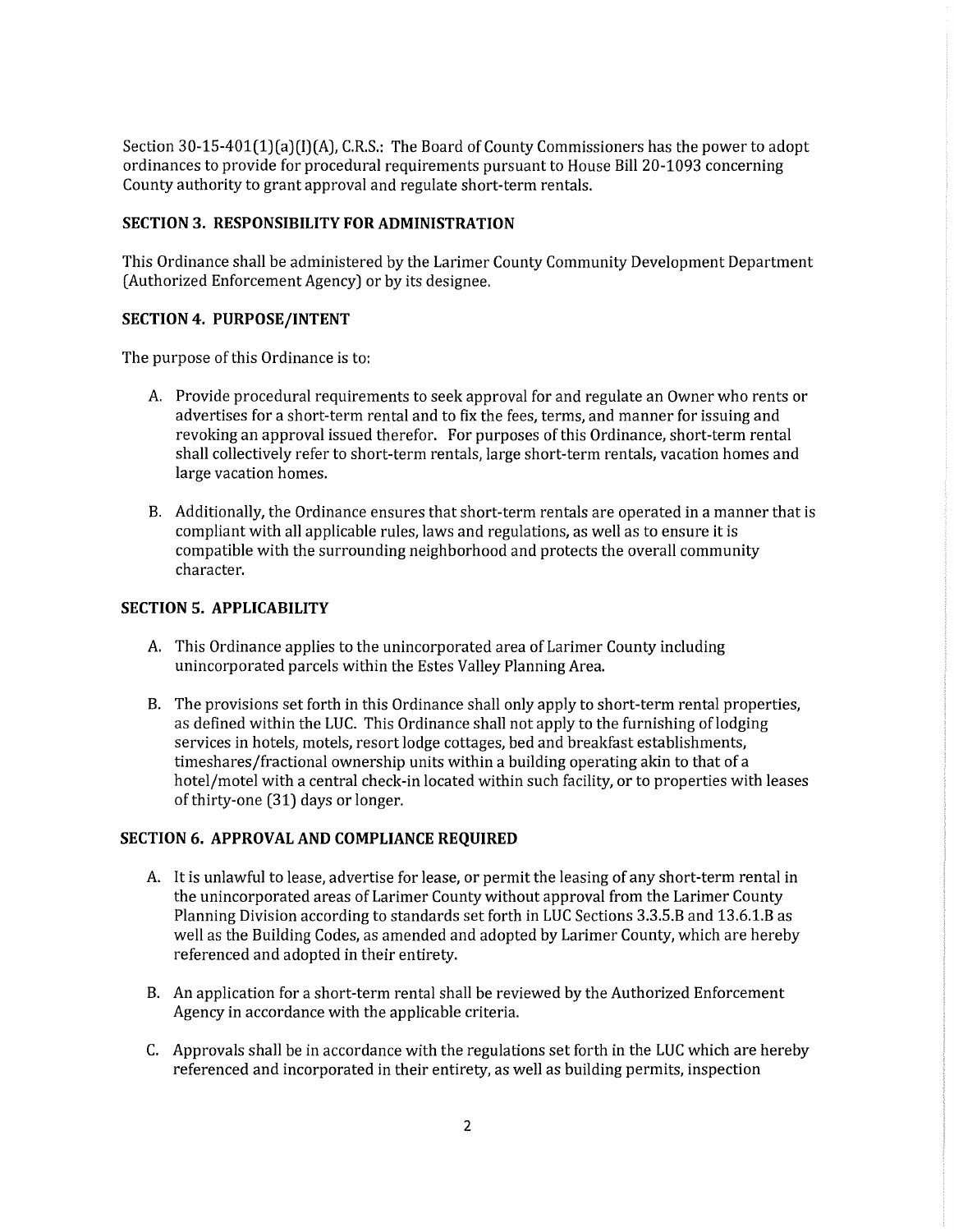Section 30-15-401(1)(a)(I)(A), C.R.S.: The Board of County Commissioners has the power to adopt ordinances to provide for procedural requirements pursuant to House Bill 20-1093 concerning County authority to grant approval and regulate short-term rentals.

## SECTION 3. RESPONSIBILITY FOR ADMINISTRATION

This Ordinance shall be administered by the Larimer County Community Development Department (Authorized Enforcement Agency) or by its designee.

## SECTION 4. PURPOSE/INTENT

The purpose of this Ordinance is to:

A. Provide procedural requirements to seek approval for and regulate an Owner who rents or advertises for a short-term rental and to fix the fees, terms, and manner for issuing and revoking an approval issued therefor. For purposes of this Ordinance, short-term rental shall collectively refer to short-term rentals, large short-term rentals, vacation homes and large vacation homes.

B. Additionally, the Ordinance ensures that short-term rentals are operated in a manner that is compliant with all applicable rules, laws and regulations, as well as to ensure it is compatible with the surrounding neighborhood and protects the overall community character.

## SECTION 5. APPLICABILITY

A. This Ordinance applies to the unincorporated area of Larimer County including unincorporated parcels within the Estes Valley Planning Area.

B. The provisions set forth in this Ordinance shall only apply to short-term rental properties, as defined within the LUC. This Ordinance shall not apply to the furnishing of lodging services in hotels, motels, resort lodge cottages, bed and breakfast establishments, timeshares/fractional ownership units within a building operating akin to that of a hotel/motel with a central check-in located within such facility, or to properties with leases of thirty-one (31) days or longer.

## SECTION 6. APPROVAL AND COMPLIANCE REQUIRED

A. It is unlawful to lease, advertise for lease, or permit the leasing of any short-term rental in the unincorporated areas of Larimer County without approval from the Larimer County Planning Division according to standards set forth in LUC Sections 3.3.5.B and 13.6.1.B as well as the Building Codes, as amended and adopted by Larimer County, which are hereby referenced and adopted in their entirety.

B. An application for a short-term rental shall be reviewed by the Authorized Enforcement Agency in accordance with the applicable criteria.

C. Approvals shall be in accordance with the regulations set forth in the LUC which are hereby referenced and incorporated in their entirety, as well as building permits, inspection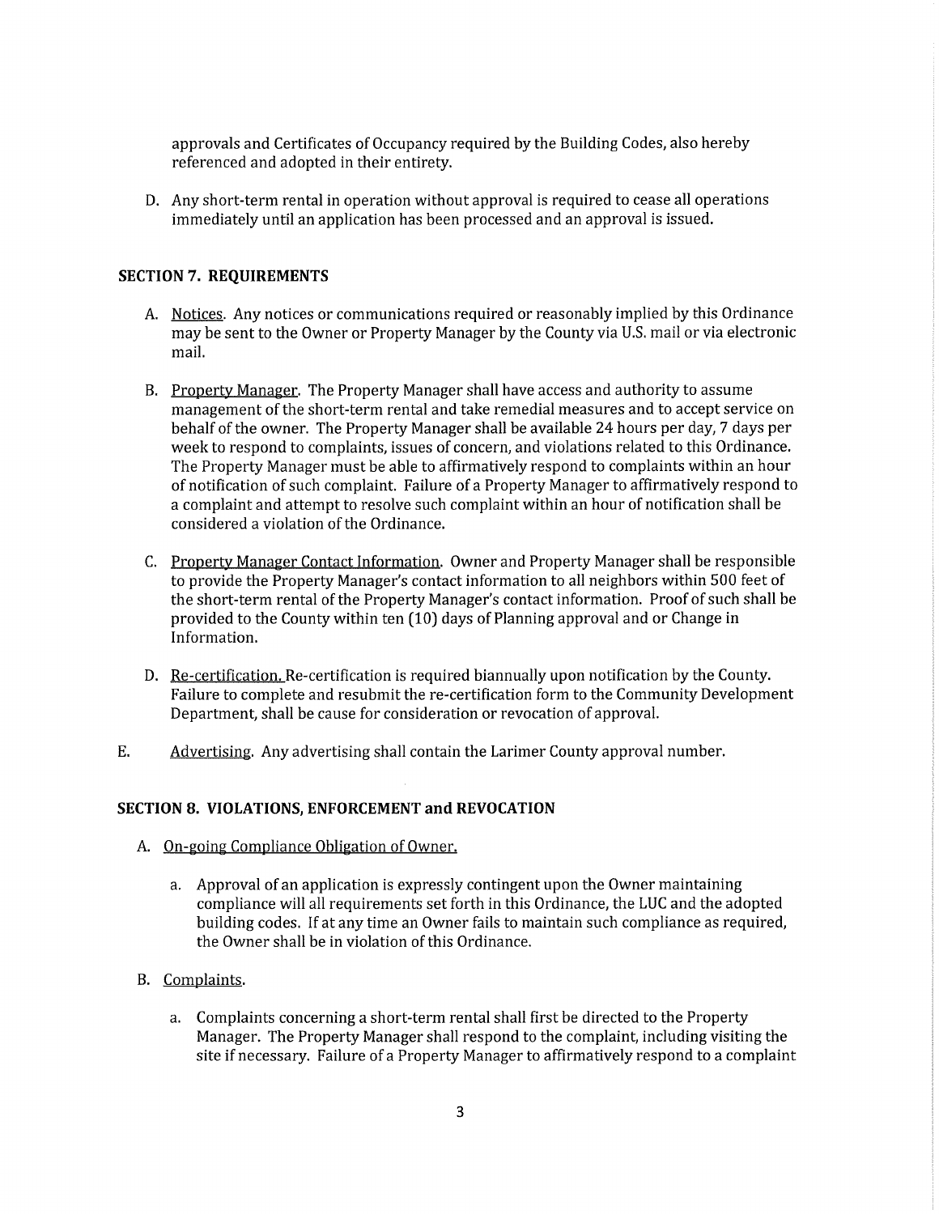approvals and Certificates of Occupancy required by the Building Codes, also hereby referenced and adopted in their entirety.

D. Any short-term rental in operation without approval is required to cease all operations immediately until an application has been processed and an approval is issued.

## SECTION 7. REQUIREMENTS

A. Notices. Any notices or communications required or reasonably implied by this Ordinance may be sent to the Owner or Property Manager by the County via U.S. mail or via electronic mail.

B. Property Manager. The Property Manager shall have access and authority to assume management of the short-term rental and take remedial measures and to accept service on behalf of the owner. The Property Manager shall be available 24 hours per day, 7 days per week to respond to complaints, issues of concern, and violations related to this Ordinance. The Property Manager must be able to affirmatively respond to complaints within an hour of notification of such complaint. Failure of a Property Manager to affirmatively respond to a complaint and attempt to resolve such complaint within an hour of notification shall be considered a violation of the Ordinance.

C. Property Manager Contact Information. Owner and Property Manager shall be responsible to provide the Property Manager's contact information to all neighbors within 500 feet of the short-term rental of the Property Manager's contact information. Proof of such shall be provided to the County within ten (10) days of Planning approval and or Change in Information.

D. Re-certification. Re-certification is required biannually upon notification by the County. Failure to complete and resubmit the re-certification form to the Community Development Department, shall be cause for consideration or revocation of approval.

E. Advertising. Any advertising shall contain the Larimer County approval number.

## SECTION 8. VIOLATIONS, ENFORCEMENT and REVOCATION

A. On-going Compliance Obligation of Owner.

a. Approval of an application is expressly contingent upon the Owner maintaining compliance will all requirements set forth in this Ordinance, the LUC and the adopted building codes. If at any time an Owner fails to maintain such compliance as required, the Owner shall be in violation of this Ordinance.

B. Complaints.

a. Complaints concerning a short-term rental shall first be directed to the Property Manager. The Property Manager shall respond to the complaint, including visiting the site if necessary. Failure of a Property Manager to affirmatively respond to a complaint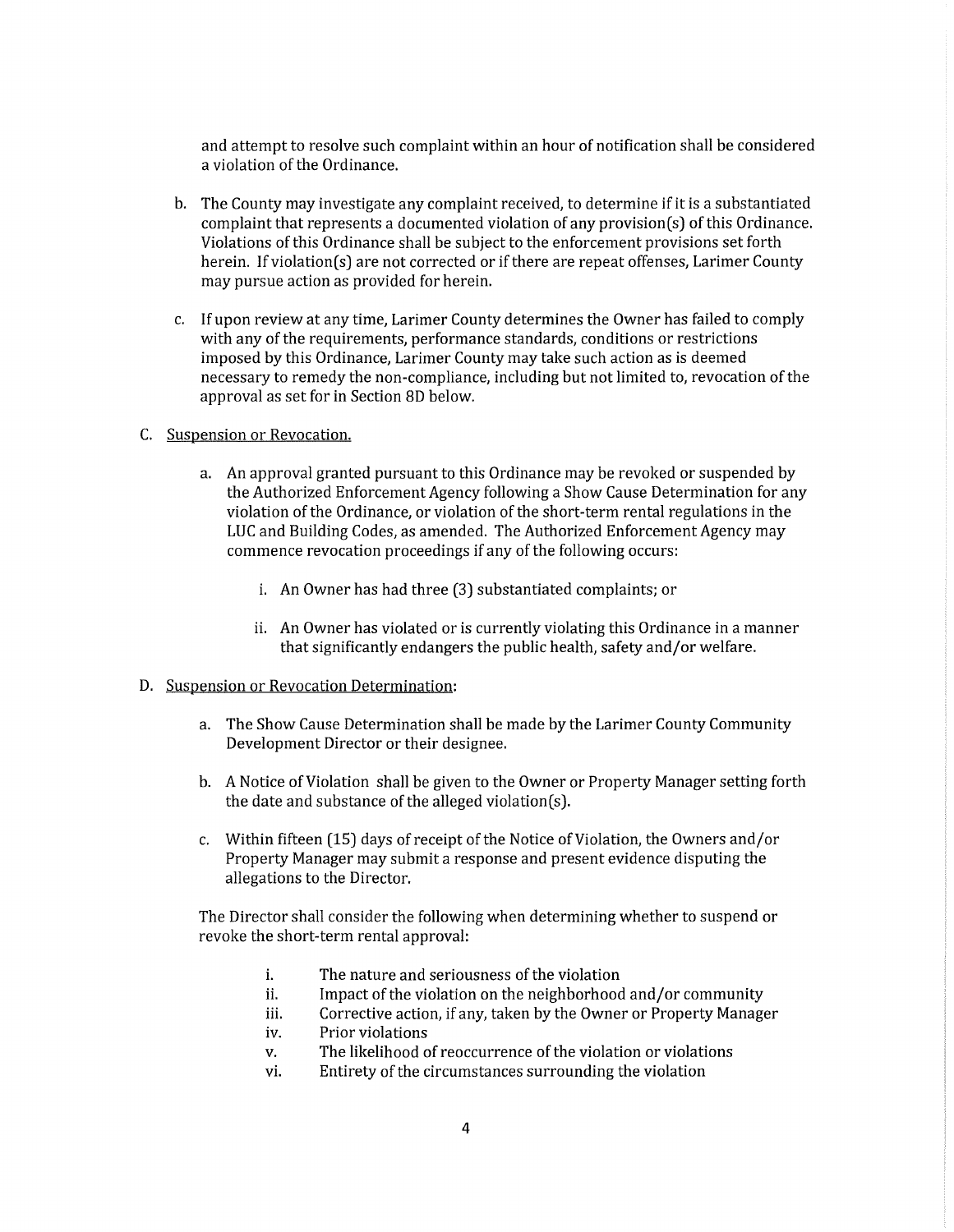and attempt to resolve such complaint within an hour of notification shall be considered a violation of the Ordinance.

b. The County may investigate any complaint received, to determine if it is a substantiated complaint that represents a documented violation of any provision(s) of this Ordinance. Violations of this Ordinance shall be subject to the enforcement provisions set forth herein. If violation(s) are not corrected or if there are repeat offenses, Larimer County may pursue action as provided for herein.

c. If upon review at any time, Larimer County determines the Owner has failed to comply with any of the requirements, performance standards, conditions or restrictions imposed by this Ordinance, Larimer County may take such action as is deemed necessary to remedy the non-compliance, including but not limited to, revocation of the approval as set for in Section 8D below.

C. <u>Suspension or Revocation.</u>

   a. An approval granted pursuant to this Ordinance may be revoked or suspended by the Authorized Enforcement Agency following a Show Cause Determination for any violation of the Ordinance, or violation of the short-term rental regulations in the LUC and Building Codes, as amended. The Authorized Enforcement Agency may commence revocation proceedings if any of the following occurs:

      i. An Owner has had three (3) substantiated complaints; or

      ii. An Owner has violated or is currently violating this Ordinance in a manner that significantly endangers the public health, safety and/or welfare.

D. <u>Suspension or Revocation Determination</u>:

   a. The Show Cause Determination shall be made by the Larimer County Community Development Director or their designee.

   b. A Notice of Violation shall be given to the Owner or Property Manager setting forth the date and substance of the alleged violation(s).

   c. Within fifteen (15) days of receipt of the Notice of Violation, the Owners and/or Property Manager may submit a response and present evidence disputing the allegations to the Director.

   The Director shall consider the following when determining whether to suspend or revoke the short-term rental approval:

      i. The nature and seriousness of the violation
      ii. Impact of the violation on the neighborhood and/or community
      iii. Corrective action, if any, taken by the Owner or Property Manager
      iv. Prior violations
      v. The likelihood of reoccurrence of the violation or violations
      vi. Entirety of the circumstances surrounding the violation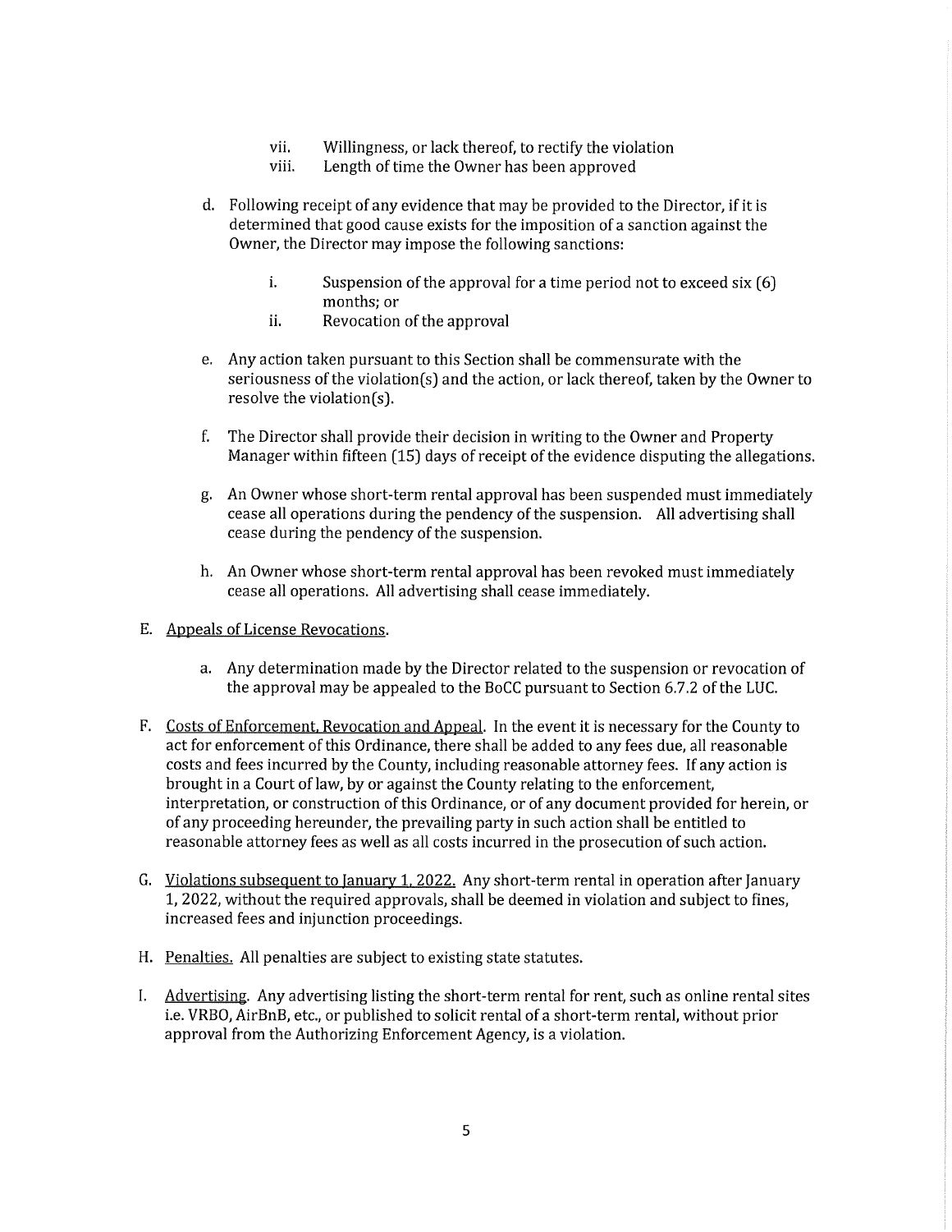vii. Willingness, or lack thereof, to rectify the violation

viii. Length of time the Owner has been approved

d. Following receipt of any evidence that may be provided to the Director, if it is determined that good cause exists for the imposition of a sanction against the Owner, the Director may impose the following sanctions:

   i. Suspension of the approval for a time period not to exceed six (6) months; or

   ii. Revocation of the approval

e. Any action taken pursuant to this Section shall be commensurate with the seriousness of the violation(s) and the action, or lack thereof, taken by the Owner to resolve the violation(s).

f. The Director shall provide their decision in writing to the Owner and Property Manager within fifteen (15) days of receipt of the evidence disputing the allegations.

g. An Owner whose short-term rental approval has been suspended must immediately cease all operations during the pendency of the suspension. All advertising shall cease during the pendency of the suspension.

h. An Owner whose short-term rental approval has been revoked must immediately cease all operations. All advertising shall cease immediately.

E. <u>Appeals of License Revocations</u>.

   a. Any determination made by the Director related to the suspension or revocation of the approval may be appealed to the BoCC pursuant to Section 6.7.2 of the LUC.

F. <u>Costs of Enforcement, Revocation and Appeal</u>. In the event it is necessary for the County to act for enforcement of this Ordinance, there shall be added to any fees due, all reasonable costs and fees incurred by the County, including reasonable attorney fees. If any action is brought in a Court of law, by or against the County relating to the enforcement, interpretation, or construction of this Ordinance, or of any document provided for herein, or of any proceeding hereunder, the prevailing party in such action shall be entitled to reasonable attorney fees as well as all costs incurred in the prosecution of such action.

G. <u>Violations subsequent to January 1, 2022.</u> Any short-term rental in operation after January 1, 2022, without the required approvals, shall be deemed in violation and subject to fines, increased fees and injunction proceedings.

H. <u>Penalties.</u> All penalties are subject to existing state statutes.

I. <u>Advertising</u>. Any advertising listing the short-term rental for rent, such as online rental sites i.e. VRBO, AirBnB, etc., or published to solicit rental of a short-term rental, without prior approval from the Authorizing Enforcement Agency, is a violation.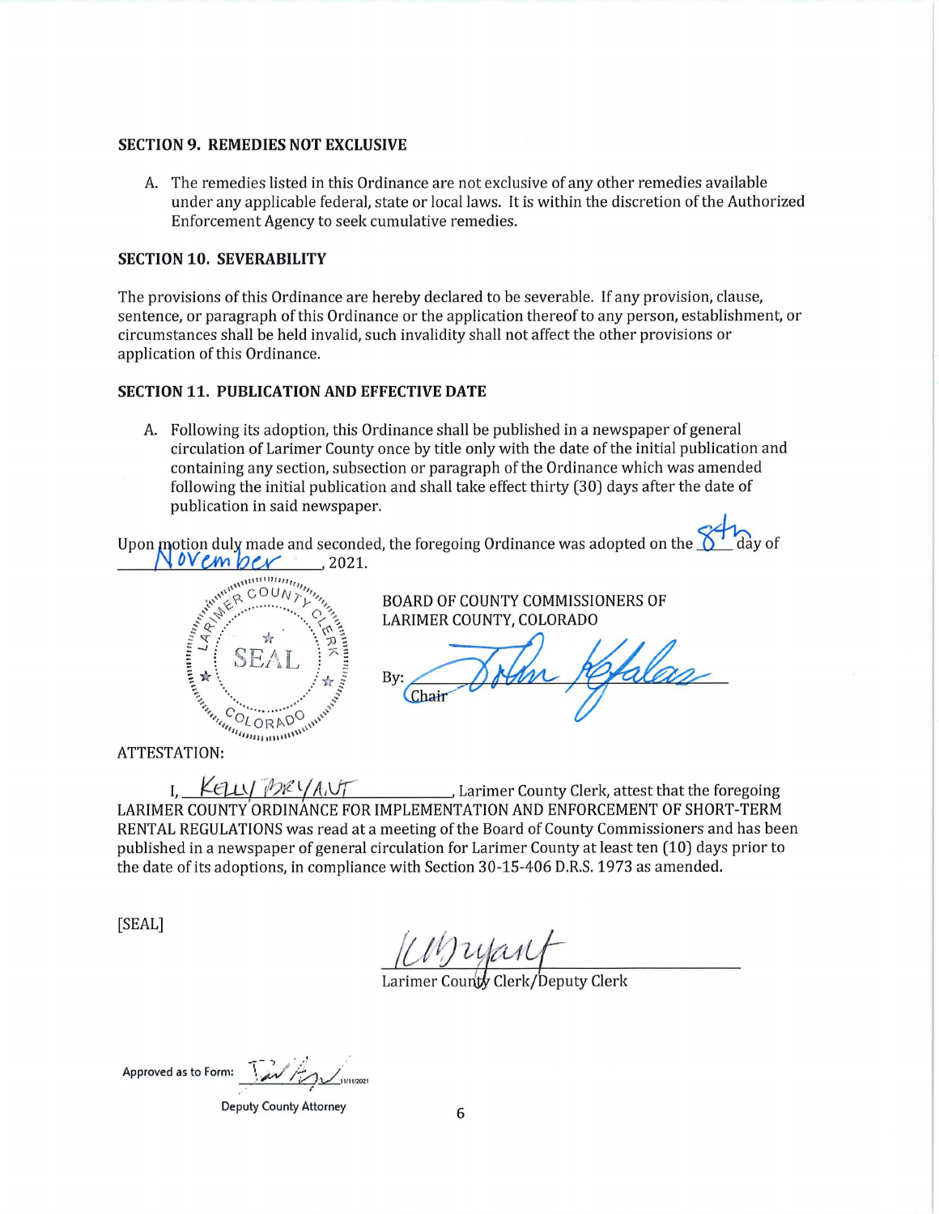### SECTION 9. REMEDIES NOT EXCLUSIVE

A. The remedies listed in this Ordinance are not exclusive of any other remedies available under any applicable federal, state or local laws. It is within the discretion of the Authorized Enforcement Agency to seek cumulative remedies.

### SECTION 10. SEVERABILITY

The provisions of this Ordinance are hereby declared to be severable. If any provision, clause, sentence, or paragraph of this Ordinance or the application thereof to any person, establishment, or circumstances shall be held invalid, such invalidity shall not affect the other provisions or application of this Ordinance.

### SECTION 11. PUBLICATION AND EFFECTIVE DATE

A. Following its adoption, this Ordinance shall be published in a newspaper of general circulation of Larimer County once by title only with the date of the initial publication and containing any section, subsection or paragraph of the Ordinance which was amended following the initial publication and shall take effect thirty (30) days after the date of publication in said newspaper.

Upon motion duly made and seconded, the foregoing Ordinance was adopted on the 8th day of November, 2021.

LARIMER COUNTY CLERK SEAL COLORADO

BOARD OF COUNTY COMMISSIONERS OF LARIMER COUNTY, COLORADO

By: John Kefalas
Chair

ATTESTATION:

I, KELLY BRYANT, Larimer County Clerk, attest that the foregoing LARIMER COUNTY ORDINANCE FOR IMPLEMENTATION AND ENFORCEMENT OF SHORT-TERM RENTAL REGULATIONS was read at a meeting of the Board of County Commissioners and has been published in a newspaper of general circulation for Larimer County at least ten (10) days prior to the date of its adoptions, in compliance with Section 30-15-406 D.R.S. 1973 as amended.

[SEAL]

K Bryant
Larimer County Clerk/Deputy Clerk

Approved as to Form: 11/11/2021
Deputy County Attorney